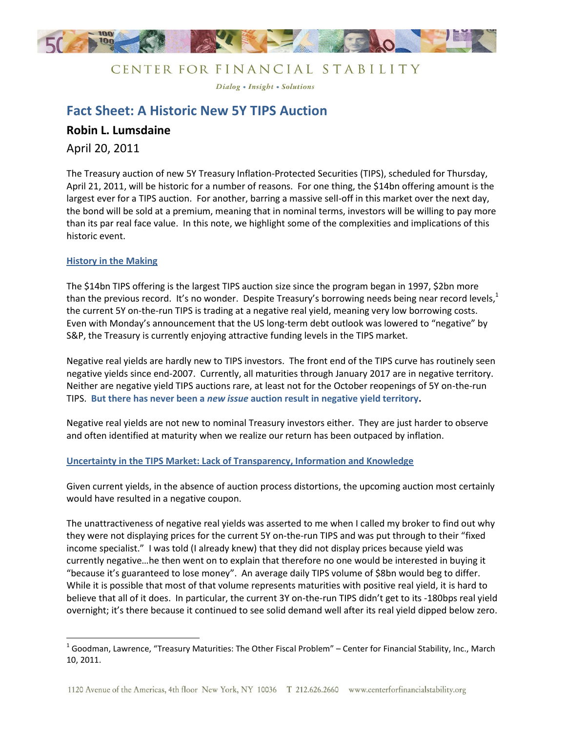CENTER FOR FINANCIAL STABILITY

*Dialog • Insight • Solutions*

# Fact Sheet: A Historic New 5Y TIPS Auction

**Robin L. Lumsdaine**

April 20, 2011

The Treasury auction of new 5Y Treasury Inflation-Protected Securities (TIPS), scheduled for Thursday, April 21, 2011, will be historic for a number of reasons. For one thing, the $14bn offering amount is the largest ever for a TIPS auction. For another, barring a massive sell-off in this market over the next day, the bond will be sold at a premium, meaning that in nominal terms, investors will be willing to pay more than its par real face value. In this note, we highlight some of the complexities and implications of this historic event.

## History in the Making

The $14bn TIPS offering is the largest TIPS auction size since the program began in 1997, $2bn more than the previous record. It's no wonder. Despite Treasury's borrowing needs being near record levels,[1] the current 5Y on-the-run TIPS is trading at a negative real yield, meaning very low borrowing costs. Even with Monday's announcement that the US long-term debt outlook was lowered to "negative" by S&P, the Treasury is currently enjoying attractive funding levels in the TIPS market.

Negative real yields are hardly new to TIPS investors. The front end of the TIPS curve has routinely seen negative yields since end-2007. Currently, all maturities through January 2017 are in negative territory. Neither are negative yield TIPS auctions rare, at least not for the October reopenings of 5Y on-the-run TIPS. **But there has never been a *new issue* auction result in negative yield territory.**

Negative real yields are not new to nominal Treasury investors either. They are just harder to observe and often identified at maturity when we realize our return has been outpaced by inflation.

## Uncertainty in the TIPS Market: Lack of Transparency, Information and Knowledge

Given current yields, in the absence of auction process distortions, the upcoming auction most certainly would have resulted in a negative coupon.

The unattractiveness of negative real yields was asserted to me when I called my broker to find out why they were not displaying prices for the current 5Y on-the-run TIPS and was put through to their "fixed income specialist." I was told (I already knew) that they did not display prices because yield was currently negative…he then went on to explain that therefore no one would be interested in buying it "because it's guaranteed to lose money". An average daily TIPS volume of $8bn would beg to differ. While it is possible that most of that volume represents maturities with positive real yield, it is hard to believe that all of it does. In particular, the current 3Y on-the-run TIPS didn't get to its -180bps real yield overnight; it's there because it continued to see solid demand well after its real yield dipped below zero.

---

[1] Goodman, Lawrence, "Treasury Maturities: The Other Fiscal Problem" – Center for Financial Stability, Inc., March 10, 2011.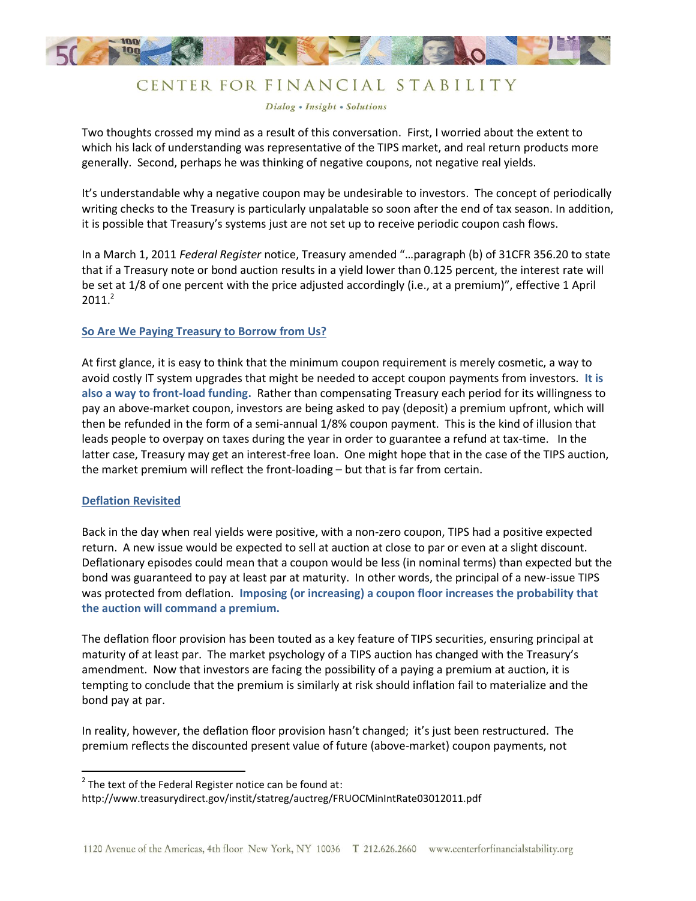Two thoughts crossed my mind as a result of this conversation. First, I worried about the extent to which his lack of understanding was representative of the TIPS market, and real return products more generally. Second, perhaps he was thinking of negative coupons, not negative real yields.

It's understandable why a negative coupon may be undesirable to investors. The concept of periodically writing checks to the Treasury is particularly unpalatable so soon after the end of tax season. In addition, it is possible that Treasury's systems just are not set up to receive periodic coupon cash flows.

In a March 1, 2011 *Federal Register* notice, Treasury amended "…paragraph (b) of 31CFR 356.20 to state that if a Treasury note or bond auction results in a yield lower than 0.125 percent, the interest rate will be set at 1/8 of one percent with the price adjusted accordingly (i.e., at a premium)", effective 1 April 2011.[2]

## So Are We Paying Treasury to Borrow from Us?

At first glance, it is easy to think that the minimum coupon requirement is merely cosmetic, a way to avoid costly IT system upgrades that might be needed to accept coupon payments from investors. **It is also a way to front-load funding.** Rather than compensating Treasury each period for its willingness to pay an above-market coupon, investors are being asked to pay (deposit) a premium upfront, which will then be refunded in the form of a semi-annual 1/8% coupon payment. This is the kind of illusion that leads people to overpay on taxes during the year in order to guarantee a refund at tax-time. In the latter case, Treasury may get an interest-free loan. One might hope that in the case of the TIPS auction, the market premium will reflect the front-loading – but that is far from certain.

## Deflation Revisited

Back in the day when real yields were positive, with a non-zero coupon, TIPS had a positive expected return. A new issue would be expected to sell at auction at close to par or even at a slight discount. Deflationary episodes could mean that a coupon would be less (in nominal terms) than expected but the bond was guaranteed to pay at least par at maturity. In other words, the principal of a new-issue TIPS was protected from deflation. **Imposing (or increasing) a coupon floor increases the probability that the auction will command a premium.**

The deflation floor provision has been touted as a key feature of TIPS securities, ensuring principal at maturity of at least par. The market psychology of a TIPS auction has changed with the Treasury's amendment. Now that investors are facing the possibility of a paying a premium at auction, it is tempting to conclude that the premium is similarly at risk should inflation fail to materialize and the bond pay at par.

In reality, however, the deflation floor provision hasn't changed; it's just been restructured. The premium reflects the discounted present value of future (above-market) coupon payments, not

---

[2] The text of the Federal Register notice can be found at: http://www.treasurydirect.gov/instit/statreg/auctreg/FRUOCMinIntRate03012011.pdf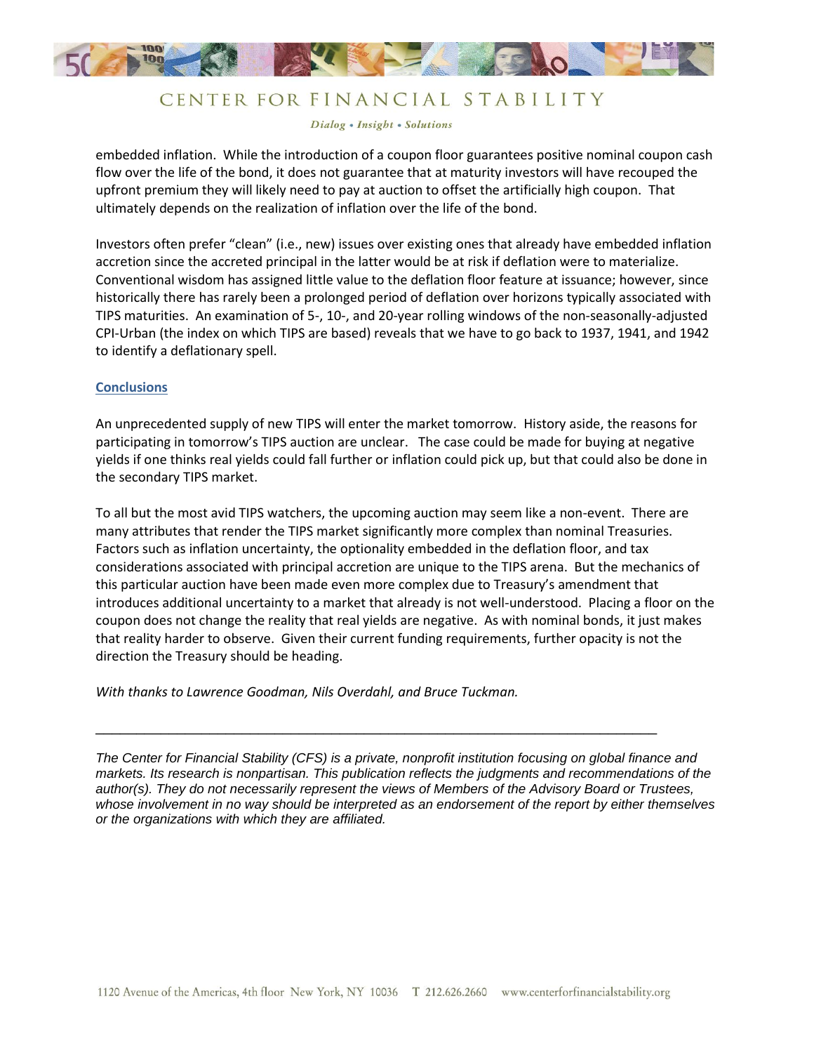embedded inflation. While the introduction of a coupon floor guarantees positive nominal coupon cash flow over the life of the bond, it does not guarantee that at maturity investors will have recouped the upfront premium they will likely need to pay at auction to offset the artificially high coupon. That ultimately depends on the realization of inflation over the life of the bond.

Investors often prefer "clean" (i.e., new) issues over existing ones that already have embedded inflation accretion since the accreted principal in the latter would be at risk if deflation were to materialize. Conventional wisdom has assigned little value to the deflation floor feature at issuance; however, since historically there has rarely been a prolonged period of deflation over horizons typically associated with TIPS maturities. An examination of 5-, 10-, and 20-year rolling windows of the non-seasonally-adjusted CPI-Urban (the index on which TIPS are based) reveals that we have to go back to 1937, 1941, and 1942 to identify a deflationary spell.

## Conclusions

An unprecedented supply of new TIPS will enter the market tomorrow. History aside, the reasons for participating in tomorrow's TIPS auction are unclear. The case could be made for buying at negative yields if one thinks real yields could fall further or inflation could pick up, but that could also be done in the secondary TIPS market.

To all but the most avid TIPS watchers, the upcoming auction may seem like a non-event. There are many attributes that render the TIPS market significantly more complex than nominal Treasuries. Factors such as inflation uncertainty, the optionality embedded in the deflation floor, and tax considerations associated with principal accretion are unique to the TIPS arena. But the mechanics of this particular auction have been made even more complex due to Treasury's amendment that introduces additional uncertainty to a market that already is not well-understood. Placing a floor on the coupon does not change the reality that real yields are negative. As with nominal bonds, it just makes that reality harder to observe. Given their current funding requirements, further opacity is not the direction the Treasury should be heading.

*With thanks to Lawrence Goodman, Nils Overdahl, and Bruce Tuckman.*

---

*The Center for Financial Stability (CFS) is a private, nonprofit institution focusing on global finance and markets. Its research is nonpartisan. This publication reflects the judgments and recommendations of the author(s). They do not necessarily represent the views of Members of the Advisory Board or Trustees, whose involvement in no way should be interpreted as an endorsement of the report by either themselves or the organizations with which they are affiliated.*